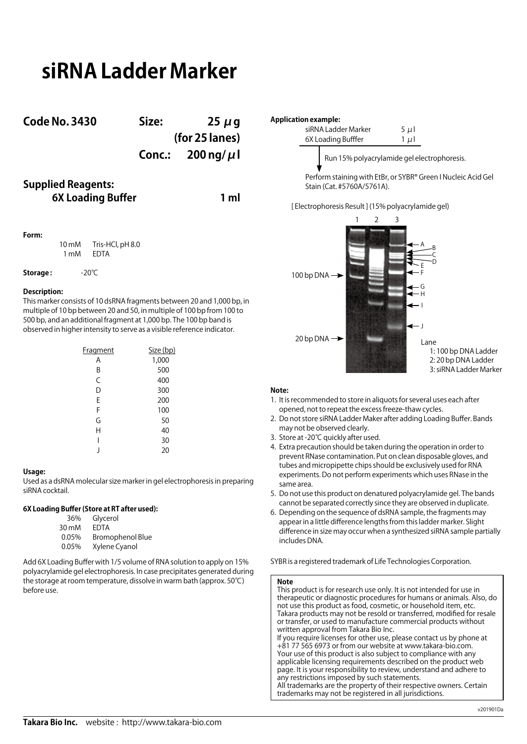# siRNA Ladder Marker

**Code No. 3430** **Size: 25 μg (for 25 lanes)**
**Conc.: 200 ng/μl**

## Supplied Reagents:

**6X Loading Buffer** **1 ml**

**Form:**

10 mM Tris-HCl, pH 8.0
1 mM EDTA

**Storage:** -20℃

**Description:**
This marker consists of 10 dsRNA fragments between 20 and 1,000 bp, in multiple of 10 bp between 20 and 50, in multiple of 100 bp from 100 to 500 bp, and an additional fragment at 1,000 bp. The 100 bp band is observed in higher intensity to serve as a visible reference indicator.

| Fragment | Size (bp) |
|---|---|
| A | 1,000 |
| B | 500 |
| C | 400 |
| D | 300 |
| E | 200 |
| F | 100 |
| G | 50 |
| H | 40 |
| I | 30 |
| J | 20 |

**Usage:**
Used as a dsRNA molecular size marker in gel electrophoresis in preparing siRNA cocktail.

**6X Loading Buffer (Store at RT after used):**

36% Glycerol
30 mM EDTA
0.05% Bromophenol Blue
0.05% Xylene Cyanol

Add 6X Loading Buffer with 1/5 volume of RNA solution to apply on 15% polyacrylamide gel electrophoresis. In case precipitates generated during the storage at room temperature, dissolve in warm bath (approx. 50℃) before use.

**Application example:**

| | |
|---|---|
| siRNA Ladder Marker | 5 μl |
| 6X Loading Bufffer | 1 μl |

Run 15% polyacrylamide gel electrophoresis.

Perform staining with EtBr, or SYBR® Green I Nucleic Acid Gel Stain (Cat. #5760A/5761A).

[ Electrophoresis Result ] (15% polyacrylamide gel)

1 2 3

100 bp DNA
20 bp DNA

A B C D E F G H I J

Lane
1: 100 bp DNA Ladder
2: 20 bp DNA Ladder
3: siRNA Ladder Marker

**Note:**

1. It is recommended to store in aliquots for several uses each after opened, not to repeat the excess freeze-thaw cycles.
2. Do not store siRNA Ladder Maker after adding Loading Buffer. Bands may not be observed clearly.
3. Store at -20℃ quickly after used.
4. Extra precaution should be taken during the operation in order to prevent RNase contamination. Put on clean disposable gloves, and tubes and micropipette chips should be exclusively used for RNA experiments. Do not perform experiments which uses RNase in the same area.
5. Do not use this product on denatured polyacrylamide gel. The bands cannot be separated correctly since they are observed in duplicate.
6. Depending on the sequence of dsRNA sample, the fragments may appear in a little difference lengths from this ladder marker. Slight difference in size may occur when a synthesized siRNA sample partially includes DNA.

SYBR is a registered trademark of Life Technologies Corporation.

**Note**
This product is for research use only. It is not intended for use in therapeutic or diagnostic procedures for humans or animals. Also, do not use this product as food, cosmetic, or household item, etc.
Takara products may not be resold or transferred, modified for resale or transfer, or used to manufacture commercial products without written approval from Takara Bio Inc.
If you require licenses for other use, please contact us by phone at +81 77 565 6973 or from our website at www.takara-bio.com.
Your use of this product is also subject to compliance with any applicable licensing requirements described on the product web page. It is your responsibility to review, understand and adhere to any restrictions imposed by such statements.
All trademarks are the property of their respective owners. Certain trademarks may not be registered in all jurisdictions.

v201901Da

**Takara Bio Inc.** website : http://www.takara-bio.com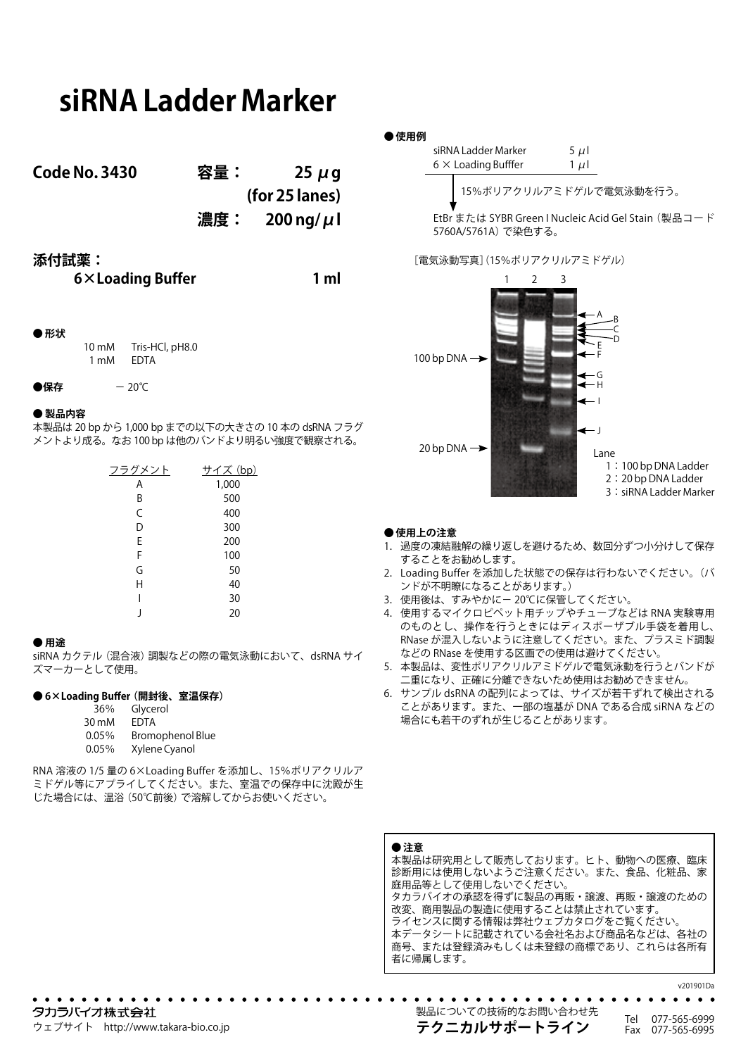# siRNA Ladder Marker

**Code No. 3430**　　**容量：　25 μg**
**(for 25 lanes)**
**濃度：　200 ng/μl**

## 添付試薬：

**6×Loading Buffer　　1 ml**

### ● 形状

10 mM　Tris-HCl, pH8.0
1 mM　EDTA

### ● 保存　－ 20℃

### ● 製品内容

本製品は 20 bp から 1,000 bp までの以下の大きさの 10 本の dsRNA フラグメントより成る。なお 100 bp は他のバンドより明るい強度で観察される。

| フラグメント | サイズ（bp） |
|---|---|
| A | 1,000 |
| B | 500 |
| C | 400 |
| D | 300 |
| E | 200 |
| F | 100 |
| G | 50 |
| H | 40 |
| I | 30 |
| J | 20 |

### ● 用途

siRNA カクテル（混合液）調製などの際の電気泳動において、dsRNA サイズマーカーとして使用。

### ● 6×Loading Buffer（開封後、室温保存）

36%　Glycerol
30 mM　EDTA
0.05%　Bromophenol Blue
0.05%　Xylene Cyanol

RNA 溶液の 1/5 量の 6×Loading Buffer を添加し、15%ポリアクリルアミドゲル等にアプライしてください。また、室温での保存中に沈殿が生じた場合には、温浴（50℃前後）で溶解してからお使いください。

### ● 使用例

siRNA Ladder Marker　5 μl
6 × Loading Bufffer　1 μl

↓ 15%ポリアクリルアミドゲルで電気泳動を行う。

EtBr または SYBR Green I Nucleic Acid Gel Stain（製品コード 5760A/5761A）で染色する。

［電気泳動写真］（15%ポリアクリルアミドゲル）

1　2　3
A
B
C
D
E
F
G
H
I
J
100 bp DNA
20 bp DNA

Lane
1：100 bp DNA Ladder
2：20 bp DNA Ladder
3：siRNA Ladder Marker

### ● 使用上の注意

1. 過度の凍結融解の繰り返しを避けるため、数回分ずつ小分けして保存することをお勧めします。
2. Loading Buffer を添加した状態での保存は行わないでください。（バンドが不明瞭になることがあります。）
3. 使用後は、すみやかに－ 20℃に保管してください。
4. 使用するマイクロピペット用チップやチューブなどは RNA 実験専用のものとし、操作を行うときにはディスポーザブル手袋を着用し、RNase が混入しないように注意してください。また、プラスミド調製などの RNase を使用する区画での使用は避けてください。
5. 本製品は、変性ポリアクリルアミドゲルで電気泳動を行うとバンドが二重になり、正確に分離できないため使用はお勧めできません。
6. サンプル dsRNA の配列によっては、サイズが若干ずれて検出されることがあります。また、一部の塩基が DNA である合成 siRNA などの場合にも若干のずれが生じることがあります。

### ● 注意

本製品は研究用として販売しております。ヒト、動物への医療、臨床診断用には使用しないようご注意ください。また、食品、化粧品、家庭用品等として使用しないでください。
タカラバイオの承認を得ずに製品の再販・譲渡、再販・譲渡のための改変、商用製品の製造に使用することは禁止されています。
ライセンスに関する情報は弊社ウェブカタログをご覧ください。
本データシートに記載されている会社名および商品名などは、各社の商号、または登録済みもしくは未登録の商標であり、これらは各所有者に帰属します。

v201901Da

タカラバイオ株式会社
ウェブサイト　http://www.takara-bio.co.jp

製品についての技術的なお問い合わせ先
**テクニカルサポートライン**
Tel　077-565-6999
Fax　077-565-6995